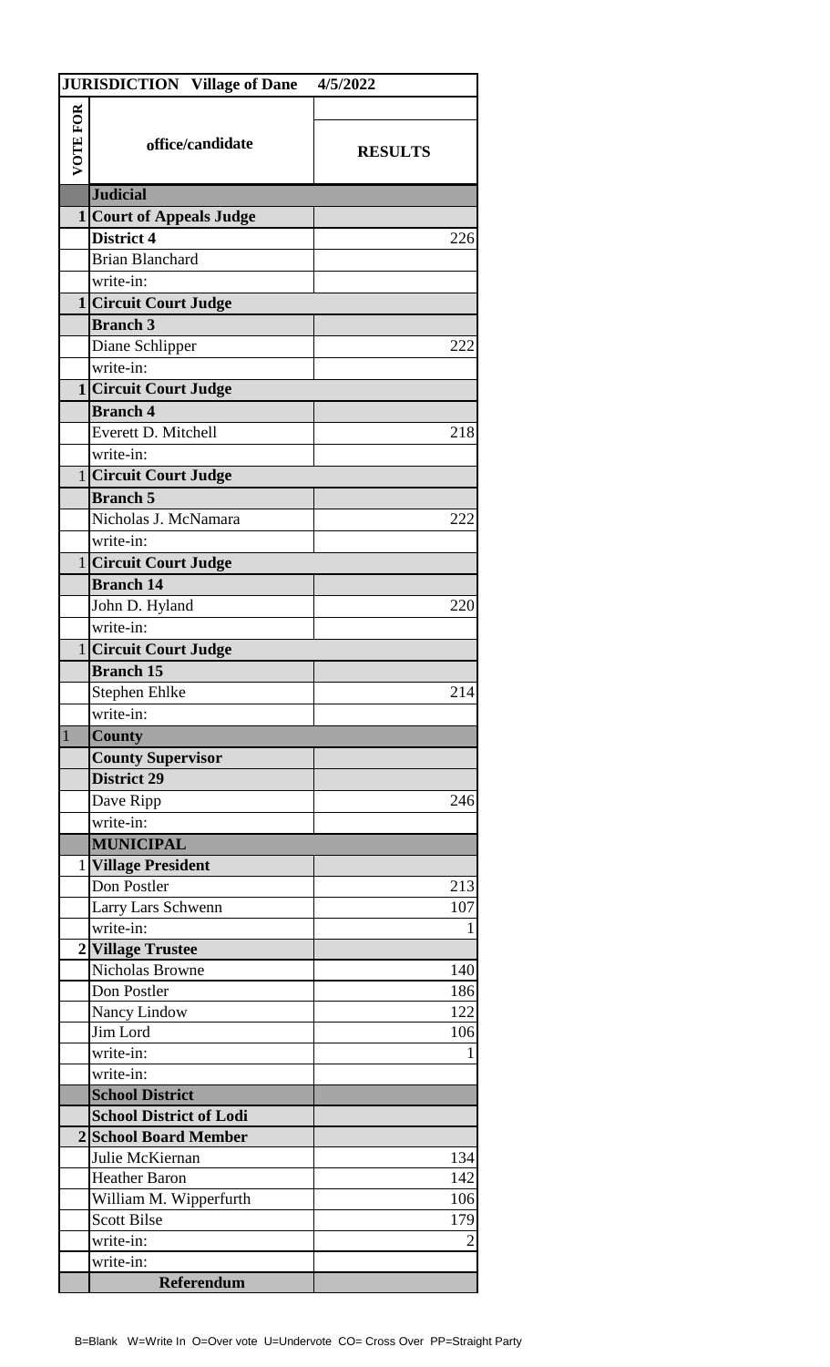| JURISDICTION Village of Dane | | 4/5/2022 |
|---|---|---|
| VOTE FOR | office/candidate | RESULTS |
| | **Judicial** | |
| 1 | **Court of Appeals Judge** | |
| | **District 4** | 226 |
| | Brian Blanchard | |
| | write-in: | |
| 1 | **Circuit Court Judge** | |
| | **Branch 3** | |
| | Diane Schlipper | 222 |
| | write-in: | |
| 1 | **Circuit Court Judge** | |
| | **Branch 4** | |
| | Everett D. Mitchell | 218 |
| | write-in: | |
| 1 | **Circuit Court Judge** | |
| | **Branch 5** | |
| | Nicholas J. McNamara | 222 |
| | write-in: | |
| 1 | **Circuit Court Judge** | |
| | **Branch 14** | |
| | John D. Hyland | 220 |
| | write-in: | |
| 1 | **Circuit Court Judge** | |
| | **Branch 15** | |
| | Stephen Ehlke | 214 |
| | write-in: | |
| 1 | **County** | |
| | **County Supervisor** | |
| | **District 29** | |
| | Dave Ripp | 246 |
| | write-in: | |
| | **MUNICIPAL** | |
| 1 | **Village President** | |
| | Don Postler | 213 |
| | Larry Lars Schwenn | 107 |
| | write-in: | 1 |
| 2 | **Village Trustee** | |
| | Nicholas Browne | 140 |
| | Don Postler | 186 |
| | Nancy Lindow | 122 |
| | Jim Lord | 106 |
| | write-in: | 1 |
| | write-in: | |
| | **School District** | |
| | **School District of Lodi** | |
| 2 | **School Board Member** | |
| | Julie McKiernan | 134 |
| | Heather Baron | 142 |
| | William M. Wipperfurth | 106 |
| | Scott Bilse | 179 |
| | write-in: | 2 |
| | write-in: | |
| | **Referendum** | |

B=Blank W=Write In O=Over vote U=Undervote CO= Cross Over PP=Straight Party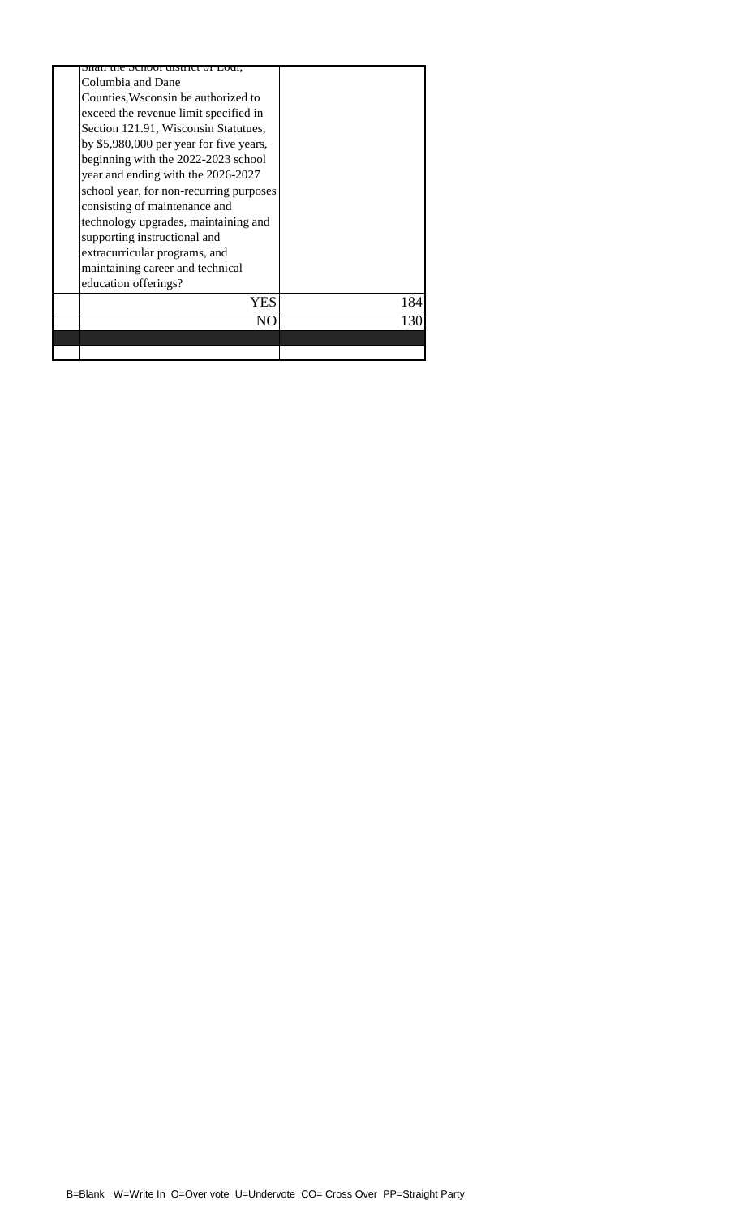| | | |
|---|---|---|
| | Shall the School district of Lodi, Columbia and Dane Counties,Wsconsin be authorized to exceed the revenue limit specified in Section 121.91, Wisconsin Statutues, by $5,980,000 per year for five years, beginning with the 2022-2023 school year and ending with the 2026-2027 school year, for non-recurring purposes consisting of maintenance and technology upgrades, maintaining and supporting instructional and extracurricular programs, and maintaining career and technical education offerings? | |
| | YES | 184 |
| | NO | 130 |
| | | |
| | | |

B=Blank W=Write In O=Over vote U=Undervote CO= Cross Over PP=Straight Party